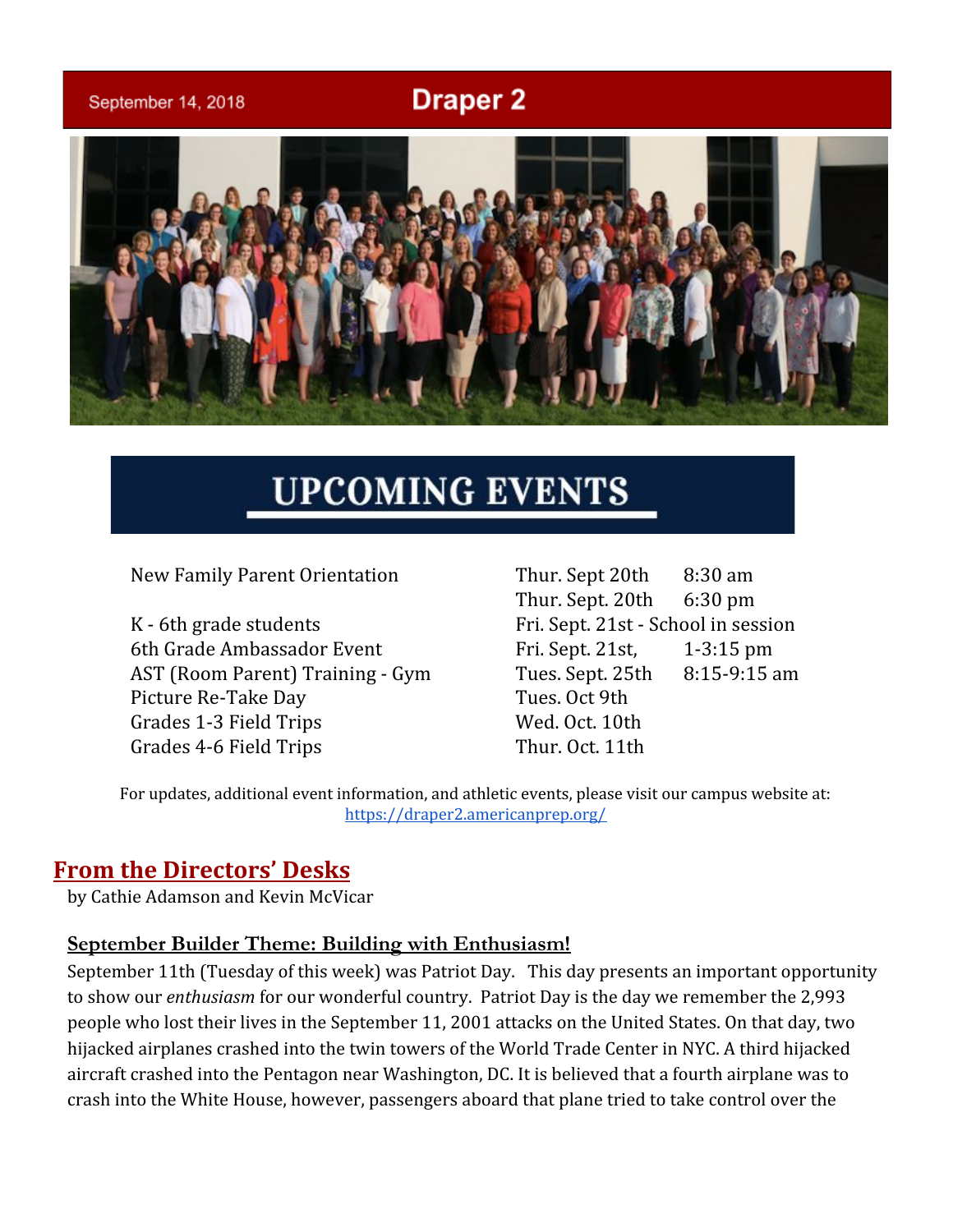September 14, 2018

# Draper 2

## UPCOMING EVENTS

| Event | Date | Time |
|---|---|---|
| New Family Parent Orientation | Thur. Sept 20th | 8:30 am |
| | Thur. Sept. 20th | 6:30 pm |
| K - 6th grade students | Fri. Sept. 21st - School in session | |
| 6th Grade Ambassador Event | Fri. Sept. 21st, | 1-3:15 pm |
| AST (Room Parent) Training - Gym | Tues. Sept. 25th | 8:15-9:15 am |
| Picture Re-Take Day | Tues. Oct 9th | |
| Grades 1-3 Field Trips | Wed. Oct. 10th | |
| Grades 4-6 Field Trips | Thur. Oct. 11th | |

For updates, additional event information, and athletic events, please visit our campus website at: https://draper2.americanprep.org/

## From the Directors' Desks

by Cathie Adamson and Kevin McVicar

### September Builder Theme: Building with Enthusiasm!

September 11th (Tuesday of this week) was Patriot Day. This day presents an important opportunity to show our *enthusiasm* for our wonderful country. Patriot Day is the day we remember the 2,993 people who lost their lives in the September 11, 2001 attacks on the United States. On that day, two hijacked airplanes crashed into the twin towers of the World Trade Center in NYC. A third hijacked aircraft crashed into the Pentagon near Washington, DC. It is believed that a fourth airplane was to crash into the White House, however, passengers aboard that plane tried to take control over the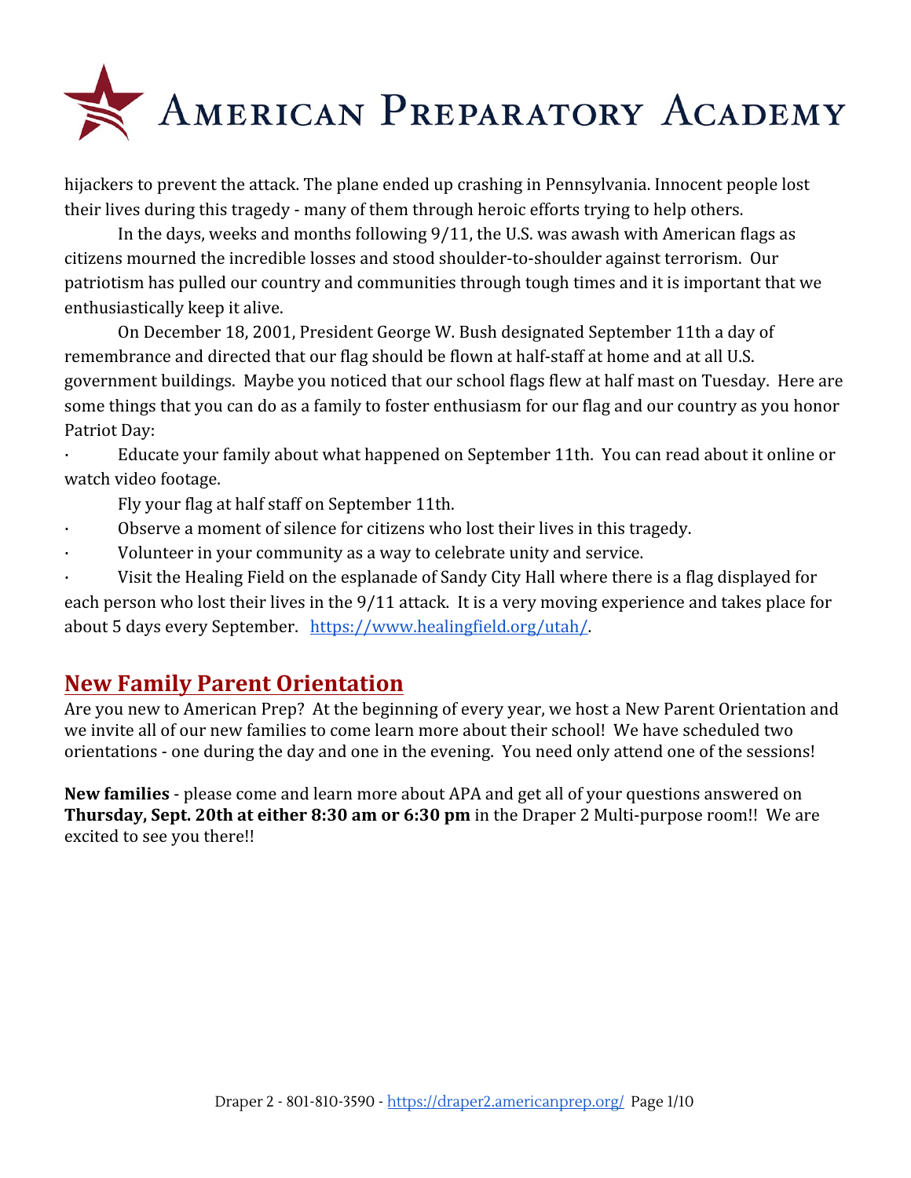hijackers to prevent the attack. The plane ended up crashing in Pennsylvania. Innocent people lost their lives during this tragedy - many of them through heroic efforts trying to help others.

In the days, weeks and months following 9/11, the U.S. was awash with American flags as citizens mourned the incredible losses and stood shoulder-to-shoulder against terrorism. Our patriotism has pulled our country and communities through tough times and it is important that we enthusiastically keep it alive.

On December 18, 2001, President George W. Bush designated September 11th a day of remembrance and directed that our flag should be flown at half-staff at home and at all U.S. government buildings. Maybe you noticed that our school flags flew at half mast on Tuesday. Here are some things that you can do as a family to foster enthusiasm for our flag and our country as you honor Patriot Day:

- Educate your family about what happened on September 11th. You can read about it online or watch video footage.
- Fly your flag at half staff on September 11th.
- Observe a moment of silence for citizens who lost their lives in this tragedy.
- Volunteer in your community as a way to celebrate unity and service.
- Visit the Healing Field on the esplanade of Sandy City Hall where there is a flag displayed for each person who lost their lives in the 9/11 attack. It is a very moving experience and takes place for about 5 days every September. https://www.healingfield.org/utah/.

## New Family Parent Orientation

Are you new to American Prep? At the beginning of every year, we host a New Parent Orientation and we invite all of our new families to come learn more about their school! We have scheduled two orientations - one during the day and one in the evening. You need only attend one of the sessions!

**New families** - please come and learn more about APA and get all of your questions answered on **Thursday, Sept. 20th at either 8:30 am or 6:30 pm** in the Draper 2 Multi-purpose room!! We are excited to see you there!!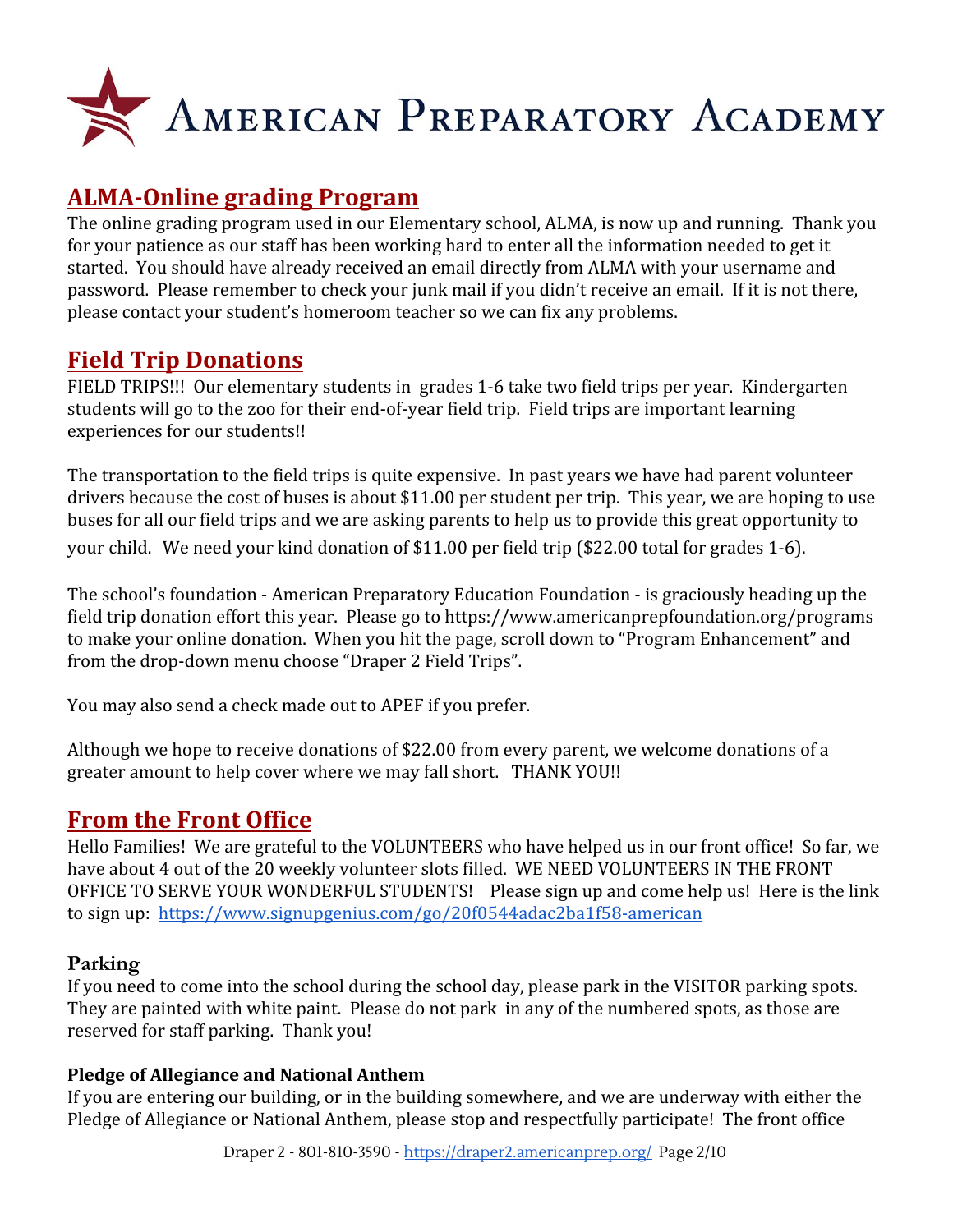# American Preparatory Academy

## ALMA-Online grading Program

The online grading program used in our Elementary school, ALMA, is now up and running. Thank you for your patience as our staff has been working hard to enter all the information needed to get it started. You should have already received an email directly from ALMA with your username and password. Please remember to check your junk mail if you didn't receive an email. If it is not there, please contact your student's homeroom teacher so we can fix any problems.

## Field Trip Donations

FIELD TRIPS!!! Our elementary students in grades 1-6 take two field trips per year. Kindergarten students will go to the zoo for their end-of-year field trip. Field trips are important learning experiences for our students!!

The transportation to the field trips is quite expensive. In past years we have had parent volunteer drivers because the cost of buses is about $11.00 per student per trip. This year, we are hoping to use buses for all our field trips and we are asking parents to help us to provide this great opportunity to your child. We need your kind donation of $11.00 per field trip ($22.00 total for grades 1-6).

The school's foundation - American Preparatory Education Foundation - is graciously heading up the field trip donation effort this year. Please go to https://www.americanprepfoundation.org/programs to make your online donation. When you hit the page, scroll down to "Program Enhancement" and from the drop-down menu choose "Draper 2 Field Trips".

You may also send a check made out to APEF if you prefer.

Although we hope to receive donations of $22.00 from every parent, we welcome donations of a greater amount to help cover where we may fall short. THANK YOU!!

## From the Front Office

Hello Families! We are grateful to the VOLUNTEERS who have helped us in our front office! So far, we have about 4 out of the 20 weekly volunteer slots filled. WE NEED VOLUNTEERS IN THE FRONT OFFICE TO SERVE YOUR WONDERFUL STUDENTS! Please sign up and come help us! Here is the link to sign up: https://www.signupgenius.com/go/20f0544adac2ba1f58-american

### Parking

If you need to come into the school during the school day, please park in the VISITOR parking spots. They are painted with white paint. Please do not park in any of the numbered spots, as those are reserved for staff parking. Thank you!

#### Pledge of Allegiance and National Anthem

If you are entering our building, or in the building somewhere, and we are underway with either the Pledge of Allegiance or National Anthem, please stop and respectfully participate! The front office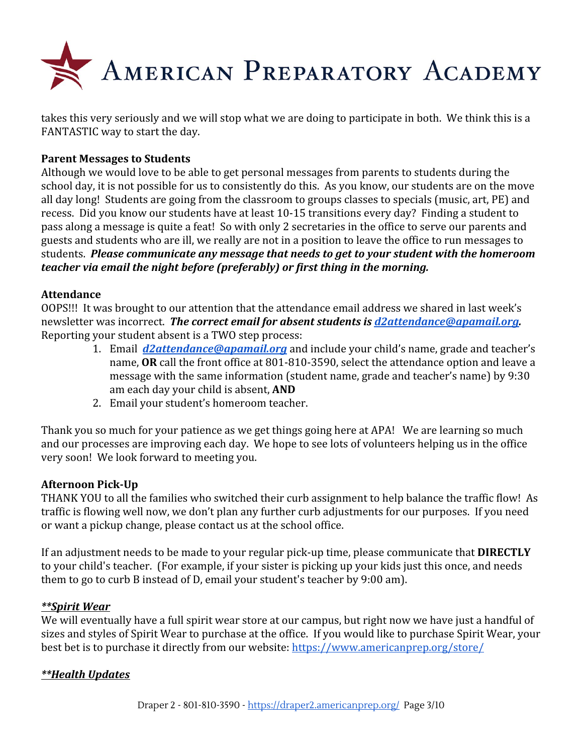takes this very seriously and we will stop what we are doing to participate in both. We think this is a FANTASTIC way to start the day.

**Parent Messages to Students**

Although we would love to be able to get personal messages from parents to students during the school day, it is not possible for us to consistently do this. As you know, our students are on the move all day long! Students are going from the classroom to groups classes to specials (music, art, PE) and recess. Did you know our students have at least 10-15 transitions every day? Finding a student to pass along a message is quite a feat! So with only 2 secretaries in the office to serve our parents and guests and students who are ill, we really are not in a position to leave the office to run messages to students. ***Please communicate any message that needs to get to your student with the homeroom teacher via email the night before (preferably) or first thing in the morning.***

**Attendance**

OOPS!!! It was brought to our attention that the attendance email address we shared in last week's newsletter was incorrect. ***The correct email for absent students is [d2attendance@apamail.org](mailto:d2attendance@apamail.org).*** Reporting your student absent is a TWO step process:

1. Email ***[d2attendance@apamail.org](mailto:d2attendance@apamail.org)*** and include your child's name, grade and teacher's name, **OR** call the front office at 801-810-3590, select the attendance option and leave a message with the same information (student name, grade and teacher's name) by 9:30 am each day your child is absent, **AND**
2. Email your student's homeroom teacher.

Thank you so much for your patience as we get things going here at APA! We are learning so much and our processes are improving each day. We hope to see lots of volunteers helping us in the office very soon! We look forward to meeting you.

**Afternoon Pick-Up**

THANK YOU to all the families who switched their curb assignment to help balance the traffic flow! As traffic is flowing well now, we don't plan any further curb adjustments for our purposes. If you need or want a pickup change, please contact us at the school office.

If an adjustment needs to be made to your regular pick-up time, please communicate that **DIRECTLY** to your child's teacher. (For example, if your sister is picking up your kids just this once, and needs them to go to curb B instead of D, email your student's teacher by 9:00 am).

***<u>**Spirit Wear</u>***

We will eventually have a full spirit wear store at our campus, but right now we have just a handful of sizes and styles of Spirit Wear to purchase at the office. If you would like to purchase Spirit Wear, your best bet is to purchase it directly from our website: [https://www.americanprep.org/store/](https://www.americanprep.org/store/)

***<u>**Health Updates</u>***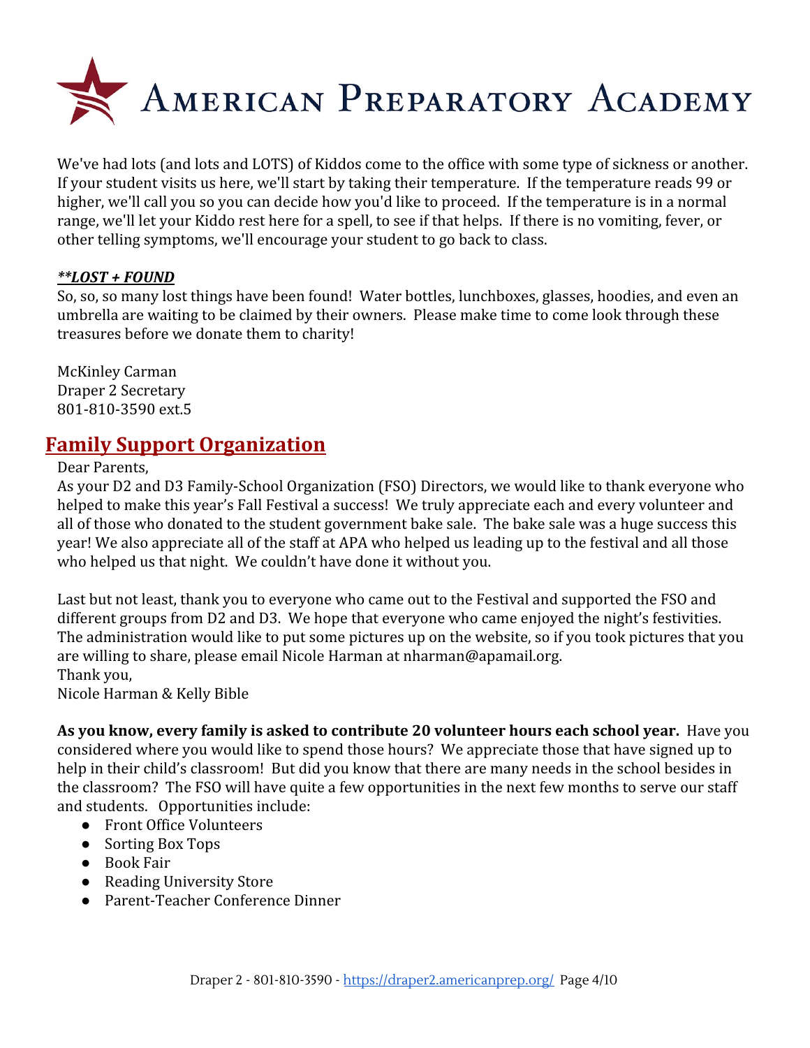We've had lots (and lots and LOTS) of Kiddos come to the office with some type of sickness or another. If your student visits us here, we'll start by taking their temperature. If the temperature reads 99 or higher, we'll call you so you can decide how you'd like to proceed. If the temperature is in a normal range, we'll let your Kiddo rest here for a spell, to see if that helps. If there is no vomiting, fever, or other telling symptoms, we'll encourage your student to go back to class.

***\*\*LOST + FOUND***

So, so, so many lost things have been found! Water bottles, lunchboxes, glasses, hoodies, and even an umbrella are waiting to be claimed by their owners. Please make time to come look through these treasures before we donate them to charity!

McKinley Carman
Draper 2 Secretary
801-810-3590 ext.5

## Family Support Organization

Dear Parents,
As your D2 and D3 Family-School Organization (FSO) Directors, we would like to thank everyone who helped to make this year's Fall Festival a success! We truly appreciate each and every volunteer and all of those who donated to the student government bake sale. The bake sale was a huge success this year! We also appreciate all of the staff at APA who helped us leading up to the festival and all those who helped us that night. We couldn't have done it without you.

Last but not least, thank you to everyone who came out to the Festival and supported the FSO and different groups from D2 and D3. We hope that everyone who came enjoyed the night's festivities. The administration would like to put some pictures up on the website, so if you took pictures that you are willing to share, please email Nicole Harman at nharman@apamail.org.
Thank you,
Nicole Harman & Kelly Bible

**As you know, every family is asked to contribute 20 volunteer hours each school year.** Have you considered where you would like to spend those hours? We appreciate those that have signed up to help in their child's classroom! But did you know that there are many needs in the school besides in the classroom? The FSO will have quite a few opportunities in the next few months to serve our staff and students. Opportunities include:

- Front Office Volunteers
- Sorting Box Tops
- Book Fair
- Reading University Store
- Parent-Teacher Conference Dinner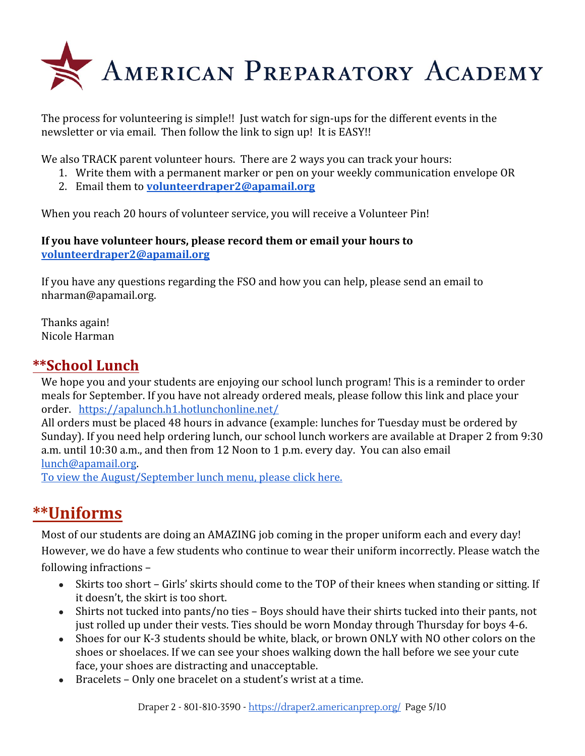The process for volunteering is simple!! Just watch for sign-ups for the different events in the newsletter or via email. Then follow the link to sign up! It is EASY!!

We also TRACK parent volunteer hours. There are 2 ways you can track your hours:

1. Write them with a permanent marker or pen on your weekly communication envelope OR
2. Email them to **volunteerdraper2@apamail.org**

When you reach 20 hours of volunteer service, you will receive a Volunteer Pin!

**If you have volunteer hours, please record them or email your hours to volunteerdraper2@apamail.org**

If you have any questions regarding the FSO and how you can help, please send an email to nharman@apamail.org.

Thanks again!
Nicole Harman

## **School Lunch

We hope you and your students are enjoying our school lunch program! This is a reminder to order meals for September. If you have not already ordered meals, please follow this link and place your order. https://apalunch.h1.hotlunchonline.net/

All orders must be placed 48 hours in advance (example: lunches for Tuesday must be ordered by Sunday). If you need help ordering lunch, our school lunch workers are available at Draper 2 from 9:30 a.m. until 10:30 a.m., and then from 12 Noon to 1 p.m. every day. You can also email lunch@apamail.org.

To view the August/September lunch menu, please click here.

## **Uniforms

Most of our students are doing an AMAZING job coming in the proper uniform each and every day! However, we do have a few students who continue to wear their uniform incorrectly. Please watch the following infractions –

- Skirts too short – Girls' skirts should come to the TOP of their knees when standing or sitting. If it doesn't, the skirt is too short.
- Shirts not tucked into pants/no ties – Boys should have their shirts tucked into their pants, not just rolled up under their vests. Ties should be worn Monday through Thursday for boys 4-6.
- Shoes for our K-3 students should be white, black, or brown ONLY with NO other colors on the shoes or shoelaces. If we can see your shoes walking down the hall before we see your cute face, your shoes are distracting and unacceptable.
- Bracelets – Only one bracelet on a student's wrist at a time.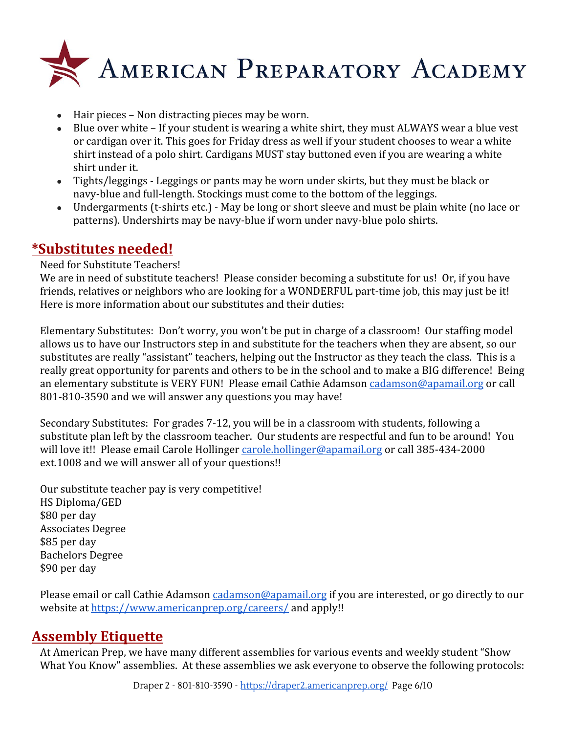- Hair pieces – Non distracting pieces may be worn.
- Blue over white – If your student is wearing a white shirt, they must ALWAYS wear a blue vest or cardigan over it. This goes for Friday dress as well if your student chooses to wear a white shirt instead of a polo shirt. Cardigans MUST stay buttoned even if you are wearing a white shirt under it.
- Tights/leggings - Leggings or pants may be worn under skirts, but they must be black or navy-blue and full-length. Stockings must come to the bottom of the leggings.
- Undergarments (t-shirts etc.) - May be long or short sleeve and must be plain white (no lace or patterns). Undershirts may be navy-blue if worn under navy-blue polo shirts.

## *Substitutes needed!

Need for Substitute Teachers!

We are in need of substitute teachers! Please consider becoming a substitute for us! Or, if you have friends, relatives or neighbors who are looking for a WONDERFUL part-time job, this may just be it! Here is more information about our substitutes and their duties:

Elementary Substitutes: Don't worry, you won't be put in charge of a classroom! Our staffing model allows us to have our Instructors step in and substitute for the teachers when they are absent, so our substitutes are really "assistant" teachers, helping out the Instructor as they teach the class. This is a really great opportunity for parents and others to be in the school and to make a BIG difference! Being an elementary substitute is VERY FUN! Please email Cathie Adamson cadamson@apamail.org or call 801-810-3590 and we will answer any questions you may have!

Secondary Substitutes: For grades 7-12, you will be in a classroom with students, following a substitute plan left by the classroom teacher. Our students are respectful and fun to be around! You will love it!! Please email Carole Hollinger carole.hollinger@apamail.org or call 385-434-2000 ext.1008 and we will answer all of your questions!!

Our substitute teacher pay is very competitive!
HS Diploma/GED
$80 per day
Associates Degree
$85 per day
Bachelors Degree
$90 per day

Please email or call Cathie Adamson cadamson@apamail.org if you are interested, or go directly to our website at https://www.americanprep.org/careers/ and apply!!

## Assembly Etiquette

At American Prep, we have many different assemblies for various events and weekly student "Show What You Know" assemblies. At these assemblies we ask everyone to observe the following protocols: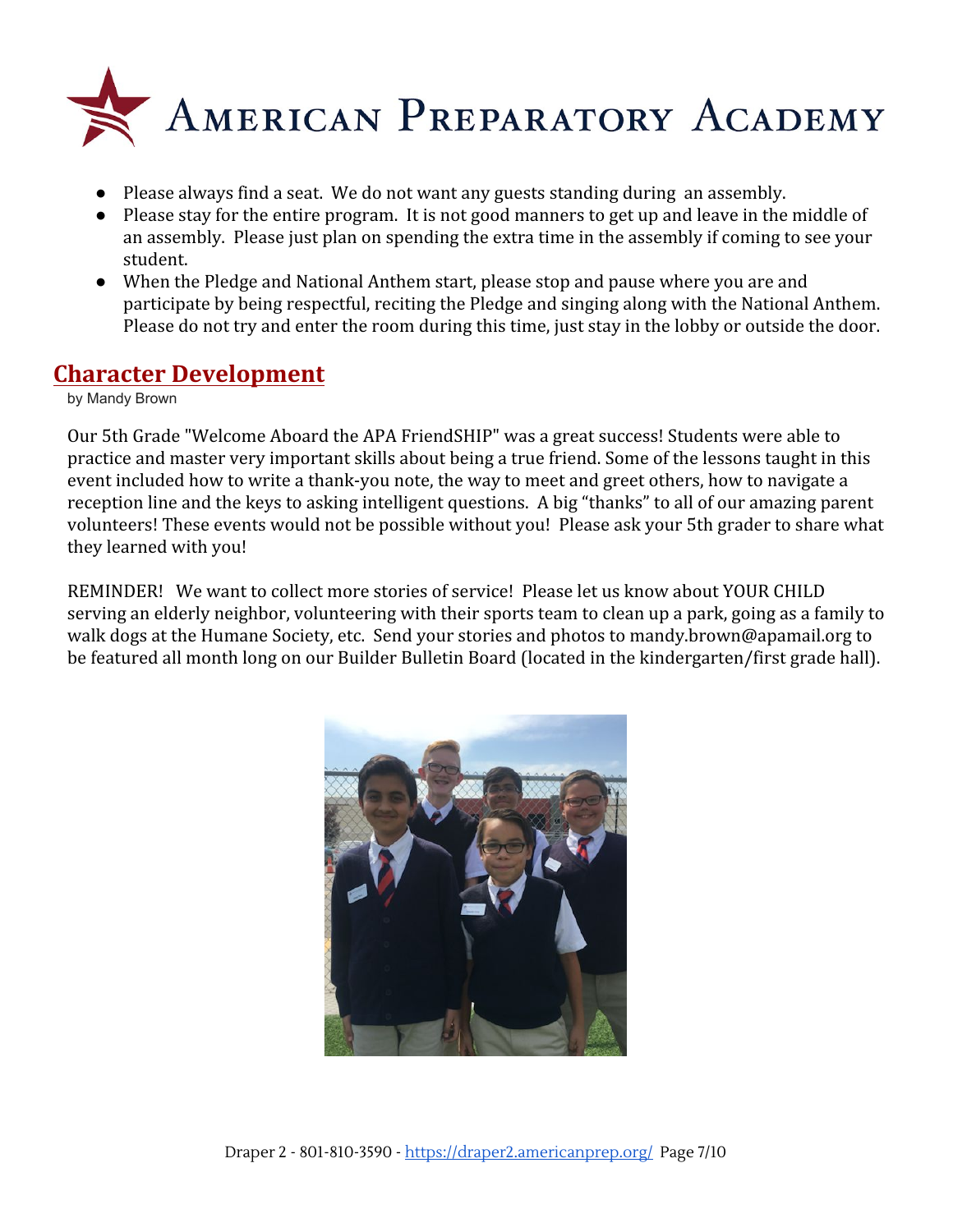- Please always find a seat. We do not want any guests standing during an assembly.
- Please stay for the entire program. It is not good manners to get up and leave in the middle of an assembly. Please just plan on spending the extra time in the assembly if coming to see your student.
- When the Pledge and National Anthem start, please stop and pause where you are and participate by being respectful, reciting the Pledge and singing along with the National Anthem. Please do not try and enter the room during this time, just stay in the lobby or outside the door.

## Character Development

by Mandy Brown

Our 5th Grade "Welcome Aboard the APA FriendSHIP" was a great success! Students were able to practice and master very important skills about being a true friend. Some of the lessons taught in this event included how to write a thank-you note, the way to meet and greet others, how to navigate a reception line and the keys to asking intelligent questions. A big "thanks" to all of our amazing parent volunteers! These events would not be possible without you! Please ask your 5th grader to share what they learned with you!

REMINDER! We want to collect more stories of service! Please let us know about YOUR CHILD serving an elderly neighbor, volunteering with their sports team to clean up a park, going as a family to walk dogs at the Humane Society, etc. Send your stories and photos to mandy.brown@apamail.org to be featured all month long on our Builder Bulletin Board (located in the kindergarten/first grade hall).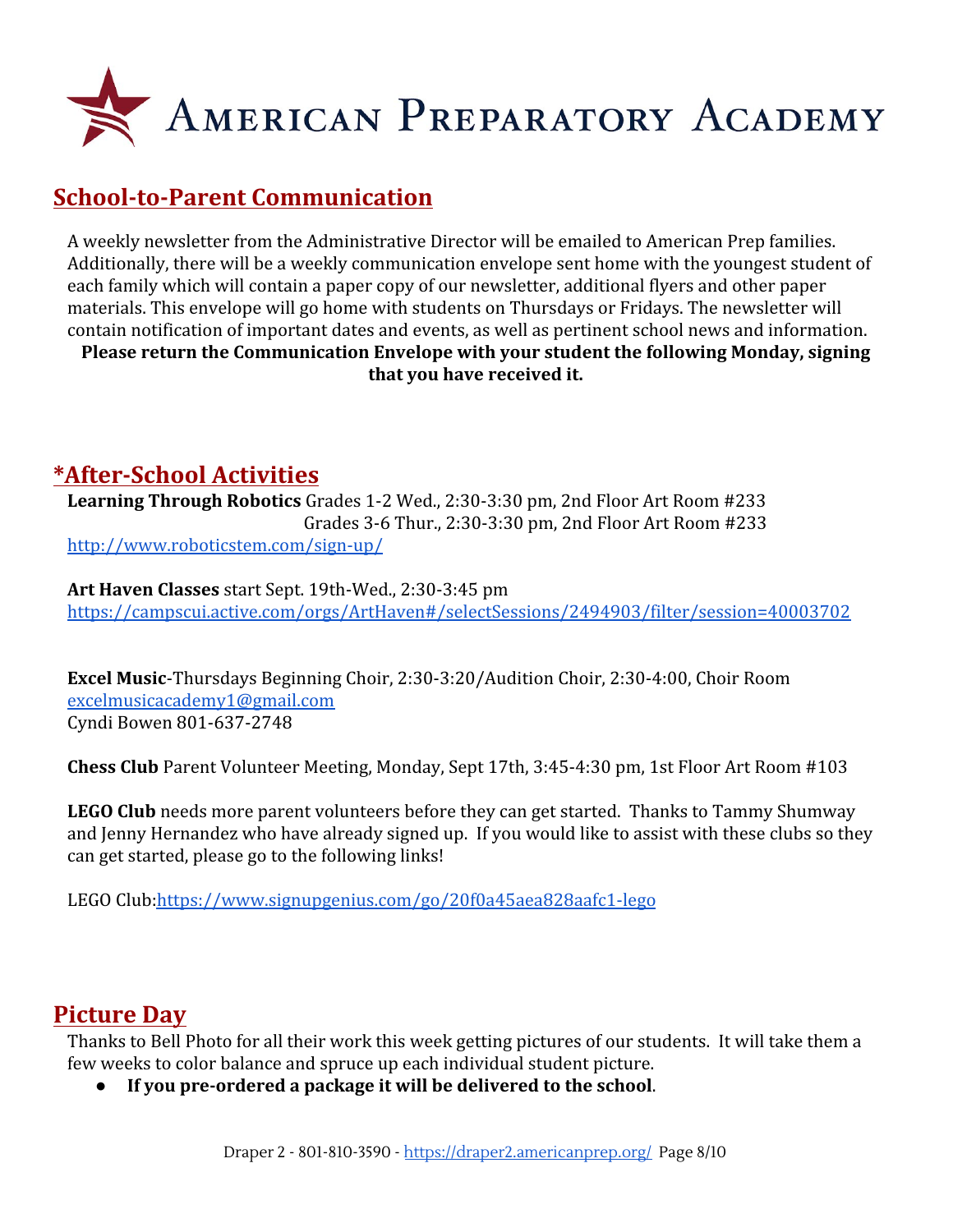# American Preparatory Academy

## School-to-Parent Communication

A weekly newsletter from the Administrative Director will be emailed to American Prep families. Additionally, there will be a weekly communication envelope sent home with the youngest student of each family which will contain a paper copy of our newsletter, additional flyers and other paper materials. This envelope will go home with students on Thursdays or Fridays. The newsletter will contain notification of important dates and events, as well as pertinent school news and information.

**Please return the Communication Envelope with your student the following Monday, signing that you have received it.**

## *After-School Activities

**Learning Through Robotics** Grades 1-2 Wed., 2:30-3:30 pm, 2nd Floor Art Room #233
Grades 3-6 Thur., 2:30-3:30 pm, 2nd Floor Art Room #233
http://www.roboticstem.com/sign-up/

**Art Haven Classes** start Sept. 19th-Wed., 2:30-3:45 pm
https://campscui.active.com/orgs/ArtHaven#/selectSessions/2494903/filter/session=40003702

**Excel Music**-Thursdays Beginning Choir, 2:30-3:20/Audition Choir, 2:30-4:00, Choir Room
excelmusicacademy1@gmail.com
Cyndi Bowen 801-637-2748

**Chess Club** Parent Volunteer Meeting, Monday, Sept 17th, 3:45-4:30 pm, 1st Floor Art Room #103

**LEGO Club** needs more parent volunteers before they can get started. Thanks to Tammy Shumway and Jenny Hernandez who have already signed up. If you would like to assist with these clubs so they can get started, please go to the following links!

LEGO Club:https://www.signupgenius.com/go/20f0a45aea828aafc1-lego

## Picture Day

Thanks to Bell Photo for all their work this week getting pictures of our students. It will take them a few weeks to color balance and spruce up each individual student picture.

- **If you pre-ordered a package it will be delivered to the school**.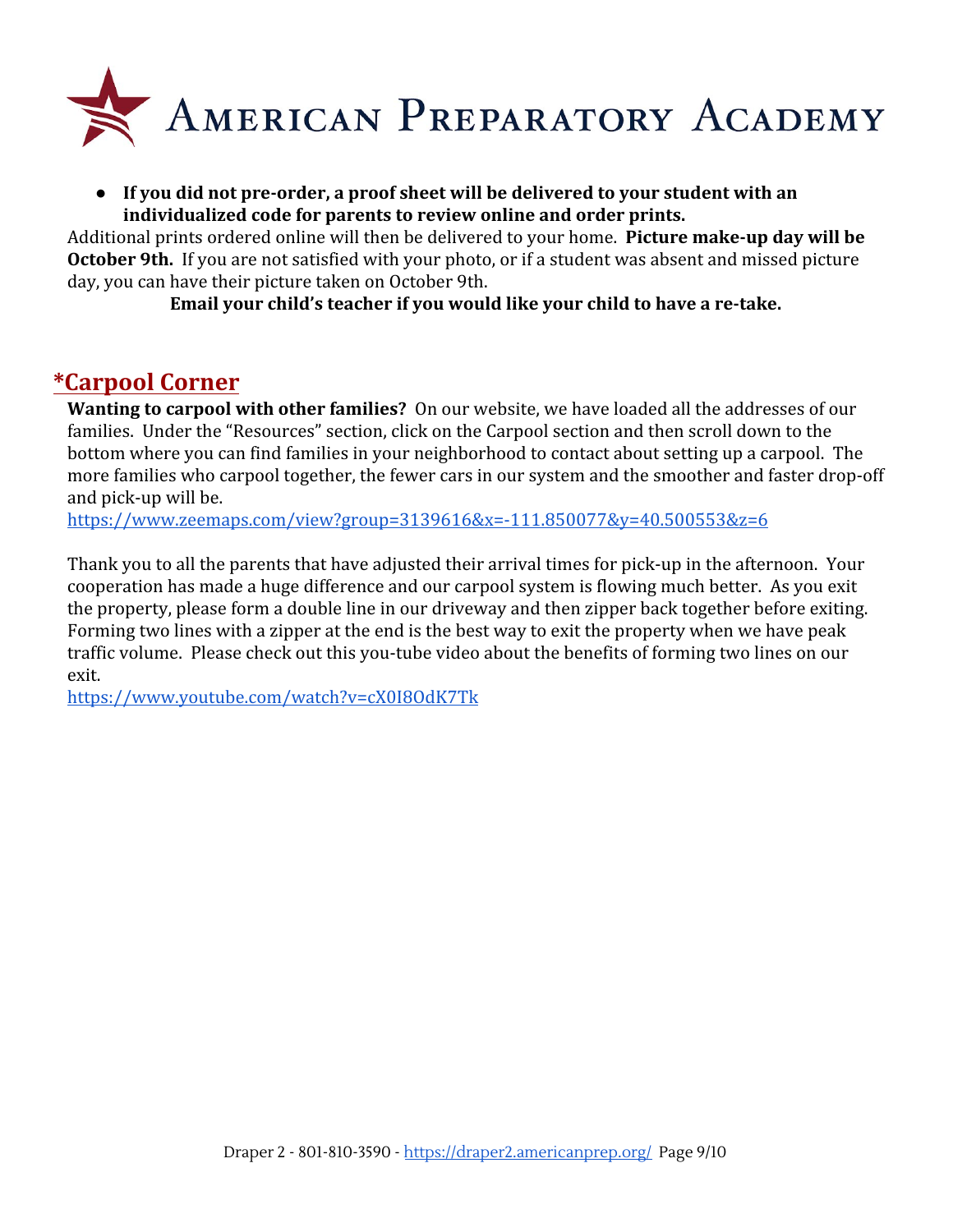- **If you did not pre-order, a proof sheet will be delivered to your student with an individualized code for parents to review online and order prints.**

Additional prints ordered online will then be delivered to your home. **Picture make-up day will be October 9th.** If you are not satisfied with your photo, or if a student was absent and missed picture day, you can have their picture taken on October 9th.

**Email your child's teacher if you would like your child to have a re-take.**

## *Carpool Corner

**Wanting to carpool with other families?** On our website, we have loaded all the addresses of our families. Under the "Resources" section, click on the Carpool section and then scroll down to the bottom where you can find families in your neighborhood to contact about setting up a carpool. The more families who carpool together, the fewer cars in our system and the smoother and faster drop-off and pick-up will be.

https://www.zeemaps.com/view?group=3139616&x=-111.850077&y=40.500553&z=6

Thank you to all the parents that have adjusted their arrival times for pick-up in the afternoon. Your cooperation has made a huge difference and our carpool system is flowing much better. As you exit the property, please form a double line in our driveway and then zipper back together before exiting. Forming two lines with a zipper at the end is the best way to exit the property when we have peak traffic volume. Please check out this you-tube video about the benefits of forming two lines on our exit.

https://www.youtube.com/watch?v=cX0I8OdK7Tk